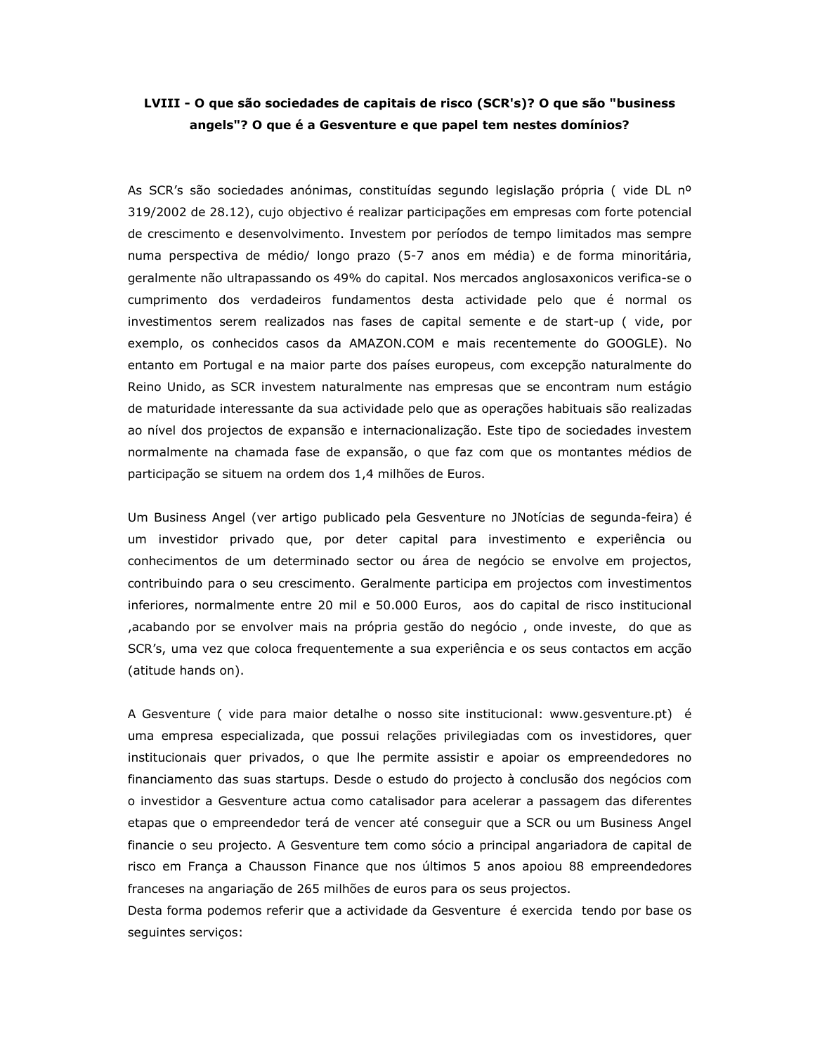**LVIII - O que são sociedades de capitais de risco (SCR's)? O que são "business angels"? O que é a Gesventure e que papel tem nestes domínios?**

As SCR's são sociedades anónimas, constituídas segundo legislação própria ( vide DL nº 319/2002 de 28.12), cujo objectivo é realizar participações em empresas com forte potencial de crescimento e desenvolvimento. Investem por períodos de tempo limitados mas sempre numa perspectiva de médio/ longo prazo (5-7 anos em média) e de forma minoritária, geralmente não ultrapassando os 49% do capital. Nos mercados anglosaxonicos verifica-se o cumprimento dos verdadeiros fundamentos desta actividade pelo que é normal os investimentos serem realizados nas fases de capital semente e de start-up ( vide, por exemplo, os conhecidos casos da AMAZON.COM e mais recentemente do GOOGLE). No entanto em Portugal e na maior parte dos países europeus, com excepção naturalmente do Reino Unido, as SCR investem naturalmente nas empresas que se encontram num estágio de maturidade interessante da sua actividade pelo que as operações habituais são realizadas ao nível dos projectos de expansão e internacionalização. Este tipo de sociedades investem normalmente na chamada fase de expansão, o que faz com que os montantes médios de participação se situem na ordem dos 1,4 milhões de Euros.

Um Business Angel (ver artigo publicado pela Gesventure no JNotícias de segunda-feira) é um investidor privado que, por deter capital para investimento e experiência ou conhecimentos de um determinado sector ou área de negócio se envolve em projectos, contribuindo para o seu crescimento. Geralmente participa em projectos com investimentos inferiores, normalmente entre 20 mil e 50.000 Euros, aos do capital de risco institucional ,acabando por se envolver mais na própria gestão do negócio , onde investe, do que as SCR's, uma vez que coloca frequentemente a sua experiência e os seus contactos em acção (atitude hands on).

A Gesventure ( vide para maior detalhe o nosso site institucional: www.gesventure.pt) é uma empresa especializada, que possui relações privilegiadas com os investidores, quer institucionais quer privados, o que lhe permite assistir e apoiar os empreendedores no financiamento das suas startups. Desde o estudo do projecto à conclusão dos negócios com o investidor a Gesventure actua como catalisador para acelerar a passagem das diferentes etapas que o empreendedor terá de vencer até conseguir que a SCR ou um Business Angel financie o seu projecto. A Gesventure tem como sócio a principal angariadora de capital de risco em França a Chausson Finance que nos últimos 5 anos apoiou 88 empreendedores franceses na angariação de 265 milhões de euros para os seus projectos.
Desta forma podemos referir que a actividade da Gesventure é exercida tendo por base os seguintes serviços: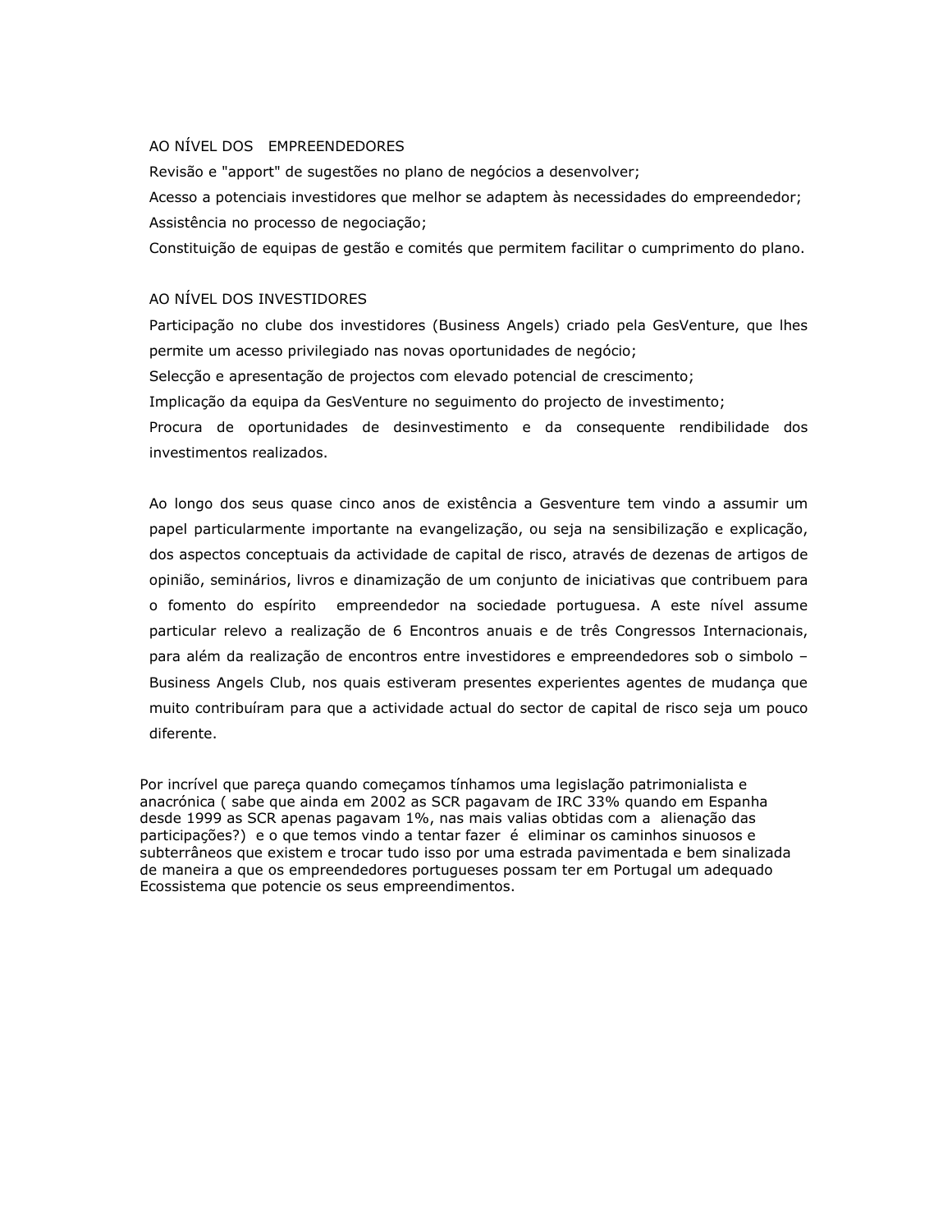AO NÍVEL DOS EMPREENDEDORES

Revisão e "apport" de sugestões no plano de negócios a desenvolver;

Acesso a potenciais investidores que melhor se adaptem às necessidades do empreendedor;

Assistência no processo de negociação;

Constituição de equipas de gestão e comités que permitem facilitar o cumprimento do plano.

AO NÍVEL DOS INVESTIDORES

Participação no clube dos investidores (Business Angels) criado pela GesVenture, que lhes permite um acesso privilegiado nas novas oportunidades de negócio;

Selecção e apresentação de projectos com elevado potencial de crescimento;

Implicação da equipa da GesVenture no seguimento do projecto de investimento;

Procura de oportunidades de desinvestimento e da consequente rendibilidade dos investimentos realizados.

Ao longo dos seus quase cinco anos de existência a Gesventure tem vindo a assumir um papel particularmente importante na evangelização, ou seja na sensibilização e explicação, dos aspectos conceptuais da actividade de capital de risco, através de dezenas de artigos de opinião, seminários, livros e dinamização de um conjunto de iniciativas que contribuem para o fomento do espírito empreendedor na sociedade portuguesa. A este nível assume particular relevo a realização de 6 Encontros anuais e de três Congressos Internacionais, para além da realização de encontros entre investidores e empreendedores sob o simbolo – Business Angels Club, nos quais estiveram presentes experientes agentes de mudança que muito contribuíram para que a actividade actual do sector de capital de risco seja um pouco diferente.

Por incrível que pareça quando começamos tínhamos uma legislação patrimonialista e anacrónica ( sabe que ainda em 2002 as SCR pagavam de IRC 33% quando em Espanha desde 1999 as SCR apenas pagavam 1%, nas mais valias obtidas com a alienação das participações?) e o que temos vindo a tentar fazer é eliminar os caminhos sinuosos e subterrâneos que existem e trocar tudo isso por uma estrada pavimentada e bem sinalizada de maneira a que os empreendedores portugueses possam ter em Portugal um adequado Ecossistema que potencie os seus empreendimentos.